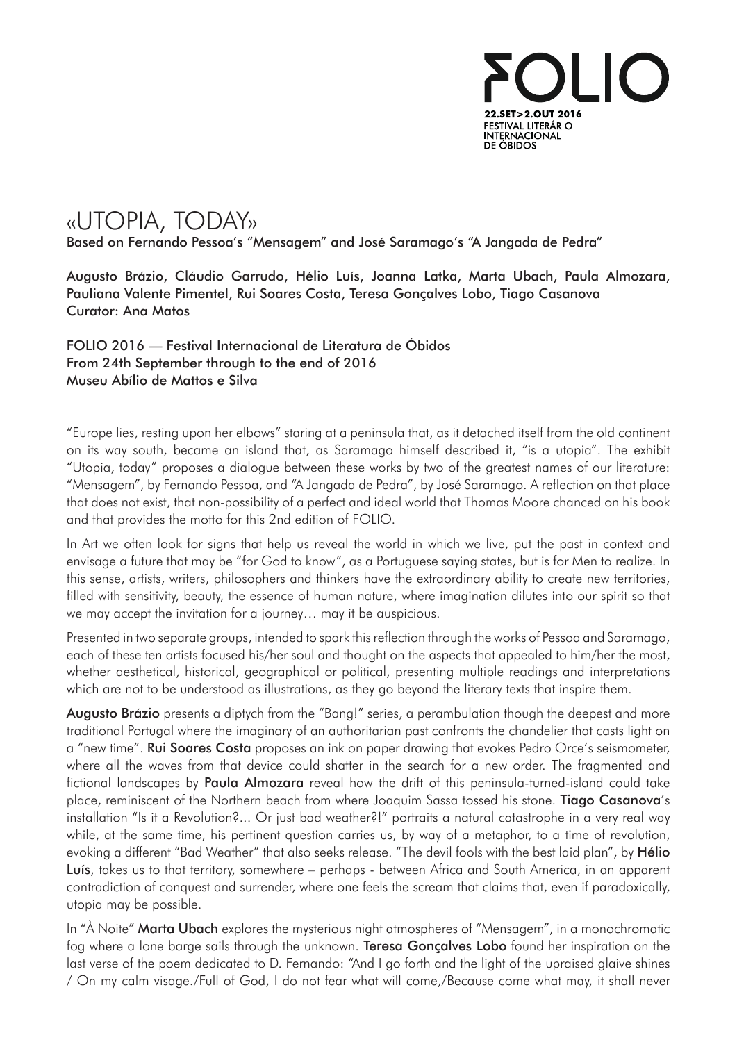FOLIO
22.SET>2.OUT 2016
FESTIVAL LITERÁRIO
INTERNACIONAL
DE ÓBIDOS

# «UTOPIA, TODAY»

**Based on Fernando Pessoa's "Mensagem" and José Saramago's "A Jangada de Pedra"**

Augusto Brázio, Cláudio Garrudo, Hélio Luís, Joanna Latka, Marta Ubach, Paula Almozara, Pauliana Valente Pimentel, Rui Soares Costa, Teresa Gonçalves Lobo, Tiago Casanova
Curator: Ana Matos

FOLIO 2016 — Festival Internacional de Literatura de Óbidos
From 24th September through to the end of 2016
Museu Abílio de Mattos e Silva

"Europe lies, resting upon her elbows" staring at a peninsula that, as it detached itself from the old continent on its way south, became an island that, as Saramago himself described it, "is a utopia". The exhibit "Utopia, today" proposes a dialogue between these works by two of the greatest names of our literature: "Mensagem", by Fernando Pessoa, and "A Jangada de Pedra", by José Saramago. A reflection on that place that does not exist, that non-possibility of a perfect and ideal world that Thomas Moore chanced on his book and that provides the motto for this 2nd edition of FOLIO.

In Art we often look for signs that help us reveal the world in which we live, put the past in context and envisage a future that may be "for God to know", as a Portuguese saying states, but is for Men to realize. In this sense, artists, writers, philosophers and thinkers have the extraordinary ability to create new territories, filled with sensitivity, beauty, the essence of human nature, where imagination dilutes into our spirit so that we may accept the invitation for a journey… may it be auspicious.

Presented in two separate groups, intended to spark this reflection through the works of Pessoa and Saramago, each of these ten artists focused his/her soul and thought on the aspects that appealed to him/her the most, whether aesthetical, historical, geographical or political, presenting multiple readings and interpretations which are not to be understood as illustrations, as they go beyond the literary texts that inspire them.

**Augusto Brázio** presents a diptych from the "Bang!" series, a perambulation though the deepest and more traditional Portugal where the imaginary of an authoritarian past confronts the chandelier that casts light on a "new time". **Rui Soares Costa** proposes an ink on paper drawing that evokes Pedro Orce's seismometer, where all the waves from that device could shatter in the search for a new order. The fragmented and fictional landscapes by **Paula Almozara** reveal how the drift of this peninsula-turned-island could take place, reminiscent of the Northern beach from where Joaquim Sassa tossed his stone. **Tiago Casanova**'s installation "Is it a Revolution?... Or just bad weather?!" portraits a natural catastrophe in a very real way while, at the same time, his pertinent question carries us, by way of a metaphor, to a time of revolution, evoking a different "Bad Weather" that also seeks release. "The devil fools with the best laid plan", by **Hélio Luís**, takes us to that territory, somewhere – perhaps - between Africa and South America, in an apparent contradiction of conquest and surrender, where one feels the scream that claims that, even if paradoxically, utopia may be possible.

In "À Noite" **Marta Ubach** explores the mysterious night atmospheres of "Mensagem", in a monochromatic fog where a lone barge sails through the unknown. **Teresa Gonçalves Lobo** found her inspiration on the last verse of the poem dedicated to D. Fernando: "And I go forth and the light of the upraised glaive shines / On my calm visage./Full of God, I do not fear what will come,/Because come what may, it shall never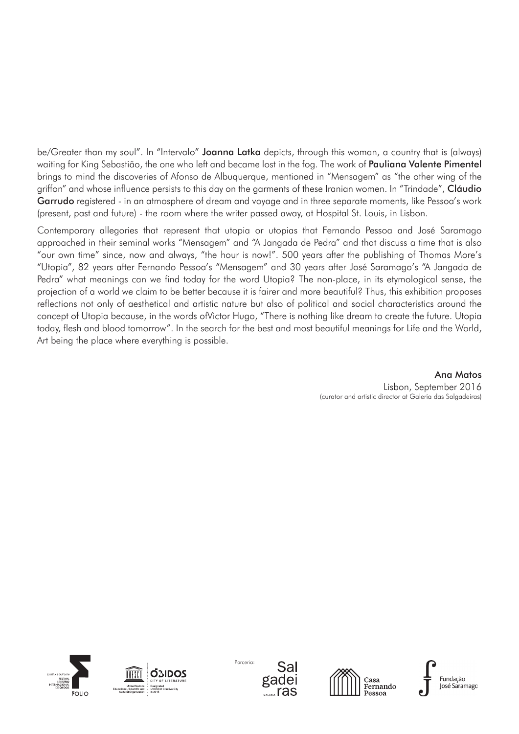be/Greater than my soul". In "Intervalo" **Joanna Latka** depicts, through this woman, a country that is (always) waiting for King Sebastião, the one who left and became lost in the fog. The work of **Pauliana Valente Pimentel** brings to mind the discoveries of Afonso de Albuquerque, mentioned in "Mensagem" as "the other wing of the griffon" and whose influence persists to this day on the garments of these Iranian women. In "Trindade", **Cláudio Garrudo** registered - in an atmosphere of dream and voyage and in three separate moments, like Pessoa's work (present, past and future) - the room where the writer passed away, at Hospital St. Louis, in Lisbon.

Contemporary allegories that represent that utopia or utopias that Fernando Pessoa and José Saramago approached in their seminal works "Mensagem" and "A Jangada de Pedra" and that discuss a time that is also "our own time" since, now and always, "the hour is now!". 500 years after the publishing of Thomas More's "Utopia", 82 years after Fernando Pessoa's "Mensagem" and 30 years after José Saramago's "A Jangada de Pedra" what meanings can we find today for the word Utopia? The non-place, in its etymological sense, the projection of a world we claim to be better because it is fairer and more beautiful? Thus, this exhibition proposes reflections not only of aesthetical and artistic nature but also of political and social characteristics around the concept of Utopia because, in the words ofVictor Hugo, "There is nothing like dream to create the future. Utopia today, flesh and blood tomorrow". In the search for the best and most beautiful meanings for Life and the World, Art being the place where everything is possible.

**Ana Matos**
Lisbon, September 2016
(curator and artistic director at Galeria das Salgadeiras)

23 SET > 2 OUT 2016 FESTIVAL LITERÁRIO INTERNACIONAL DE ÓBIDOS FOLIO

UNESCO United Nations Educational, Scientific and Cultural Organization — ÓBIDOS CITY OF LITERATURE Designated UNESCO Creative City in 2015

Parceria:

Galeria Salgadeiras

Casa Fernando Pessoa

Fundação José Saramago